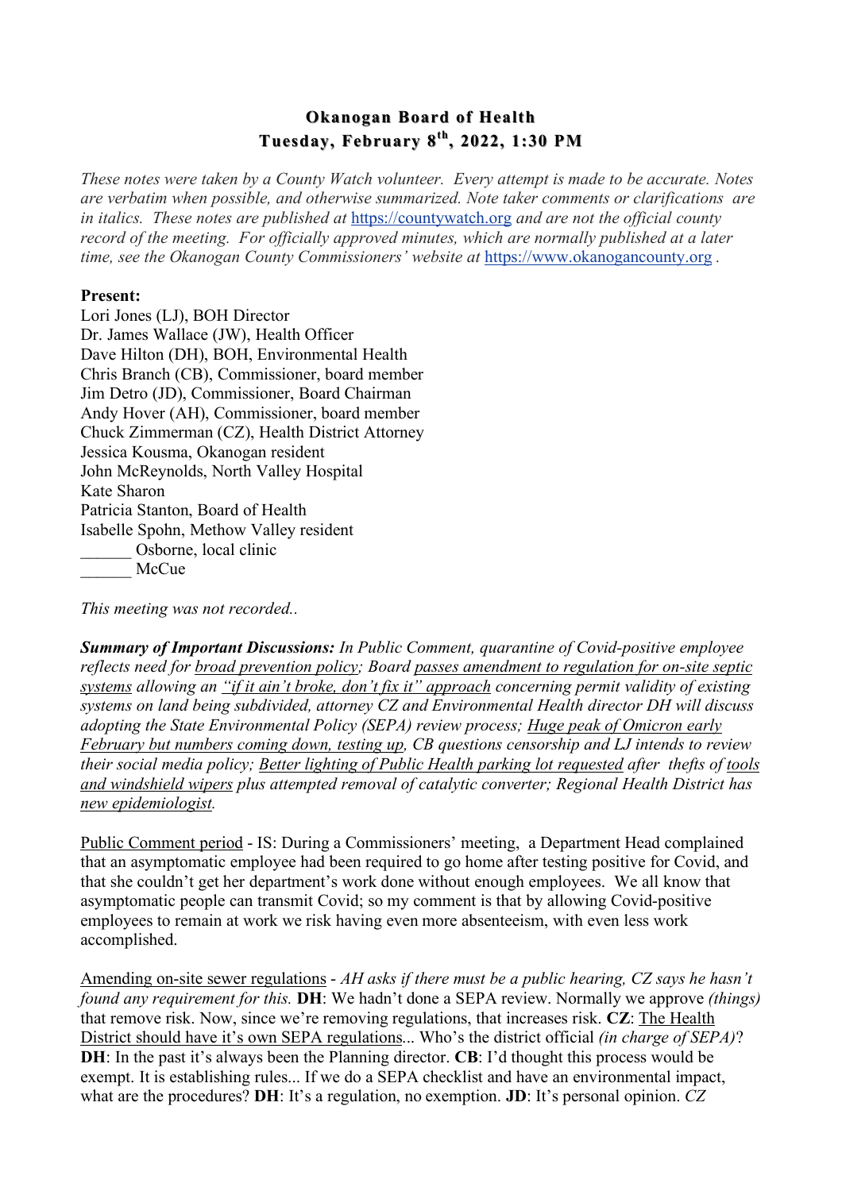# Okanogan Board of Health
## Tuesday, February 8th, 2022, 1:30 PM

*These notes were taken by a County Watch volunteer. Every attempt is made to be accurate. Notes are verbatim when possible, and otherwise summarized. Note taker comments or clarifications are in italics. These notes are published at* https://countywatch.org *and are not the official county record of the meeting. For officially approved minutes, which are normally published at a later time, see the Okanogan County Commissioners' website at* https://www.okanogancounty.org *.*

**Present:**
Lori Jones (LJ), BOH Director
Dr. James Wallace (JW), Health Officer
Dave Hilton (DH), BOH, Environmental Health
Chris Branch (CB), Commissioner, board member
Jim Detro (JD), Commissioner, Board Chairman
Andy Hover (AH), Commissioner, board member
Chuck Zimmerman (CZ), Health District Attorney
Jessica Kousma, Okanogan resident
John McReynolds, North Valley Hospital
Kate Sharon
Patricia Stanton, Board of Health
Isabelle Spohn, Methow Valley resident
______ Osborne, local clinic
______ McCue

*This meeting was not recorded..*

***Summary of Important Discussions:*** *In Public Comment, quarantine of Covid-positive employee reflects need for* *<u>broad prevention policy</u>*; *Board* *<u>passes amendment to regulation for on-site septic systems</u>* *allowing an* *<u>"if it ain't broke, don't fix it" approach</u>* *concerning permit validity of existing systems on land being subdivided, attorney CZ and Environmental Health director DH will discuss adopting the State Environmental Policy (SEPA) review process;* *<u>Huge peak of Omicron early February but numbers coming down, testing up</u>*, *CB questions censorship and LJ intends to review their social media policy;* *<u>Better lighting of Public Health parking lot requested</u>* *after thefts of* *<u>tools and windshield wipers</u>* *plus attempted removal of catalytic converter; Regional Health District has* *<u>new epidemiologist</u>*.

<u>Public Comment period</u> - IS: During a Commissioners' meeting, a Department Head complained that an asymptomatic employee had been required to go home after testing positive for Covid, and that she couldn't get her department's work done without enough employees. We all know that asymptomatic people can transmit Covid; so my comment is that by allowing Covid-positive employees to remain at work we risk having even more absenteeism, with even less work accomplished.

<u>Amending on-site sewer regulations</u> - *AH asks if there must be a public hearing, CZ says he hasn't found any requirement for this.* **DH**: We hadn't done a SEPA review. Normally we approve *(things)* that remove risk. Now, since we're removing regulations, that increases risk. **CZ**: <u>The Health District should have it's own SEPA regulations</u>... Who's the district official *(in charge of SEPA)*? **DH**: In the past it's always been the Planning director. **CB**: I'd thought this process would be exempt. It is establishing rules... If we do a SEPA checklist and have an environmental impact, what are the procedures? **DH**: It's a regulation, no exemption. **JD**: It's personal opinion. *CZ*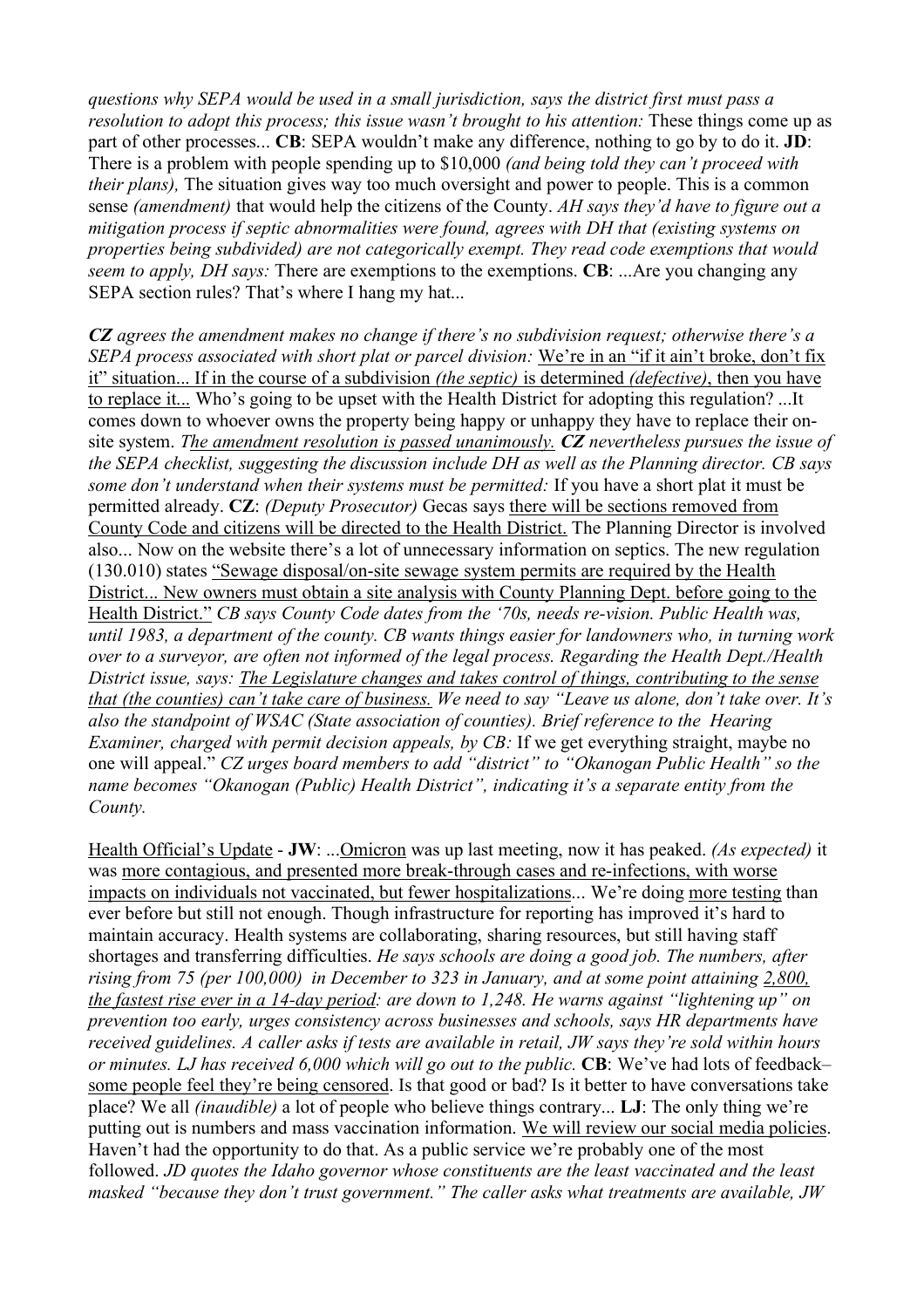*questions why SEPA would be used in a small jurisdiction, says the district first must pass a resolution to adopt this process; this issue wasn't brought to his attention:* These things come up as part of other processes... **CB**: SEPA wouldn't make any difference, nothing to go by to do it. **JD**: There is a problem with people spending up to $10,000 *(and being told they can't proceed with their plans),* The situation gives way too much oversight and power to people. This is a common sense *(amendment)* that would help the citizens of the County. *AH says they'd have to figure out a mitigation process if septic abnormalities were found, agrees with DH that (existing systems on properties being subdivided) are not categorically exempt. They read code exemptions that would seem to apply, DH says:* There are exemptions to the exemptions. **CB**: ...Are you changing any SEPA section rules? That's where I hang my hat...

***CZ*** *agrees the amendment makes no change if there's no subdivision request; otherwise there's a SEPA process associated with short plat or parcel division:* We're in an "if it ain't broke, don't fix it" situation... If in the course of a subdivision *(the septic)* is determined *(defective)*, then you have to replace it... Who's going to be upset with the Health District for adopting this regulation? ...It comes down to whoever owns the property being happy or unhappy they have to replace their on-site system. *The amendment resolution is passed unanimously.* ***CZ*** *nevertheless pursues the issue of the SEPA checklist, suggesting the discussion include DH as well as the Planning director. CB says some don't understand when their systems must be permitted:* If you have a short plat it must be permitted already. **CZ**: *(Deputy Prosecutor)* Gecas says there will be sections removed from County Code and citizens will be directed to the Health District. The Planning Director is involved also... Now on the website there's a lot of unnecessary information on septics. The new regulation (130.010) states "Sewage disposal/on-site sewage system permits are required by the Health District... New owners must obtain a site analysis with County Planning Dept. before going to the Health District." *CB says County Code dates from the '70s, needs re-vision. Public Health was, until 1983, a department of the county. CB wants things easier for landowners who, in turning work over to a surveyor, are often not informed of the legal process. Regarding the Health Dept./Health District issue, says: The Legislature changes and takes control of things, contributing to the sense that (the counties) can't take care of business. We need to say "Leave us alone, don't take over. It's also the standpoint of WSAC (State association of counties). Brief reference to the Hearing Examiner, charged with permit decision appeals, by CB:* If we get everything straight, maybe no one will appeal." *CZ urges board members to add "district" to "Okanogan Public Health" so the name becomes "Okanogan (Public) Health District", indicating it's a separate entity from the County.*

Health Official's Update - **JW**: ...Omicron was up last meeting, now it has peaked. *(As expected)* it was more contagious, and presented more break-through cases and re-infections, with worse impacts on individuals not vaccinated, but fewer hospitalizations... We're doing more testing than ever before but still not enough. Though infrastructure for reporting has improved it's hard to maintain accuracy. Health systems are collaborating, sharing resources, but still having staff shortages and transferring difficulties. *He says schools are doing a good job. The numbers, after rising from 75 (per 100,000) in December to 323 in January, and at some point attaining 2,800, the fastest rise ever in a 14-day period: are down to 1,248. He warns against "lightening up" on prevention too early, urges consistency across businesses and schools, says HR departments have received guidelines. A caller asks if tests are available in retail, JW says they're sold within hours or minutes. LJ has received 6,000 which will go out to the public.* **CB**: We've had lots of feedback– some people feel they're being censored. Is that good or bad? Is it better to have conversations take place? We all *(inaudible)* a lot of people who believe things contrary... **LJ**: The only thing we're putting out is numbers and mass vaccination information. We will review our social media policies. Haven't had the opportunity to do that. As a public service we're probably one of the most followed. *JD quotes the Idaho governor whose constituents are the least vaccinated and the least masked "because they don't trust government." The caller asks what treatments are available, JW*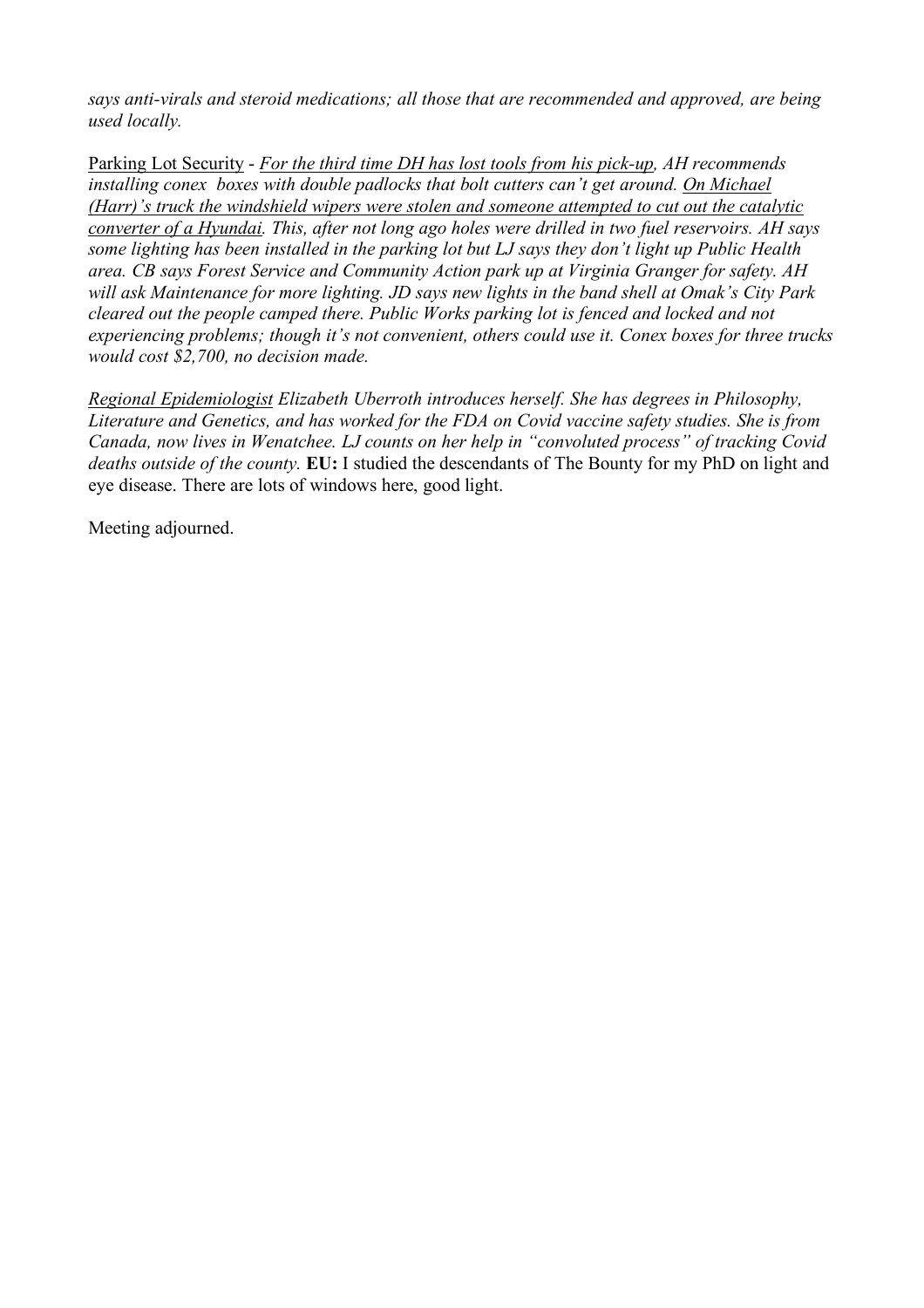*says anti-virals and steroid medications; all those that are recommended and approved, are being used locally.*

Parking Lot Security - *For the third time DH has lost tools from his pick-up, AH recommends installing conex boxes with double padlocks that bolt cutters can't get around. On Michael (Harr)'s truck the windshield wipers were stolen and someone attempted to cut out the catalytic converter of a Hyundai. This, after not long ago holes were drilled in two fuel reservoirs. AH says some lighting has been installed in the parking lot but LJ says they don't light up Public Health area. CB says Forest Service and Community Action park up at Virginia Granger for safety. AH will ask Maintenance for more lighting. JD says new lights in the band shell at Omak's City Park cleared out the people camped there. Public Works parking lot is fenced and locked and not experiencing problems; though it's not convenient, others could use it. Conex boxes for three trucks would cost $2,700, no decision made.*

*Regional Epidemiologist Elizabeth Uberroth introduces herself. She has degrees in Philosophy, Literature and Genetics, and has worked for the FDA on Covid vaccine safety studies. She is from Canada, now lives in Wenatchee. LJ counts on her help in "convoluted process" of tracking Covid deaths outside of the county.* **EU:** I studied the descendants of The Bounty for my PhD on light and eye disease. There are lots of windows here, good light.

Meeting adjourned.